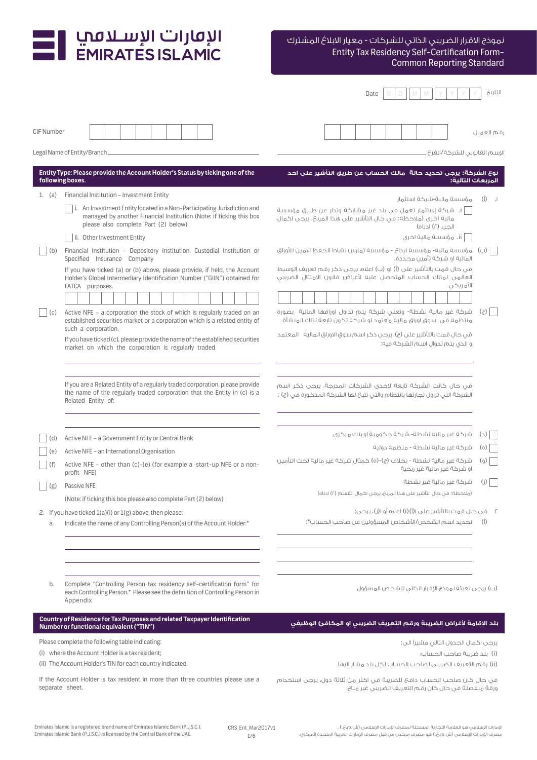# الإمارات الإسلامي
# EMIRATES ISLAMIC

## نموذج الاقرار الضريبي الذاتي للشركات - معيار الابلاغ المشترك
## Entity Tax Residency Self-Certification Form- Common Reporting Standard

Date | D | D | M | M | Y | Y | Y | Y | التاريخ

CIF Number | | | | | | | | | رقم العميل

Legal Name of Entity/Branch ____________________ الإسم القانوني للشركة/الفرع

**Entity Type: Please provide the Account Holder's Status by ticking one of the following boxes.**

**نوع الشركة: يرجى تحديد حالة مالك الحساب عن طريق التأشير على احد المربعات التالية:**

1. (a) Financial Institution – Investment Entity

   ☐ i. An Investment Entity located in a Non-Participating Jurisdiction and managed by another Financial Institution (Note: if ticking this box please also complete Part (2) below)

   ☐ ii. Other Investment Entity

☐ (b) Financial Institution – Depository Institution, Custodial Institution or Specified Insurance Company

If you have ticked (a) or (b) above, please provide, if held, the Account Holder's Global Intermediary Identification Number ("GIIN") obtained for FATCA purposes.

| | | | | | | | | | | | | | | | |
|---|---|---|---|---|---|---|---|---|---|---|---|---|---|---|---|

☐ (c) Active NFE – a corporation the stock of which is regularly traded on an established securities market or a corporation which is a related entity of such a corporation.

If you have ticked (c), please provide the name of the established securities market on which the corporation is regularly traded

_______________________________________

If you are a Related Entity of a regularly traded corporation, please provide the name of the regularly traded corporation that the Entity in (c) is a Related Entity of:

_______________________________________

☐ (d) Active NFE – a Government Entity or Central Bank

☐ (e) Active NFE – an International Organisation

☐ (f) Active NFE – other than (c)-(e) (for example a start-up NFE or a non-profit NFE)

☐ (g) Passive NFE

(Note: if ticking this box please also complete Part (2) below)

2. If you have ticked 1(a)(i) or 1(g) above, then please:

   a. Indicate the name of any Controlling Person(s) of the Account Holder:*

   _______________________________________

   _______________________________________

   _______________________________________

   b. Complete "Controlling Person tax residency self-certification form" for each Controlling Person.* Please see the definition of Controlling Person in Appendix

١. (أ) مؤسسة مالية-شركة استثمار

☐ i. شركة إستثمار تعمل في بلد غير مشاركة وتدار عن طريق مؤسسة مالية اخرى (ملاحظة: في حال التأشير على هذا المربع، يرجى اكمال الجزء (٢) ادناه)

☐ ii. مؤسسة مالية اخرى

☐ (ب) مؤسسة مالية- مؤسسة ايداع - مؤسسة تمارس نشاط الحفظ الامين للأوراق المالية او شركة تأمين محددة.

في حال قمت بالتأشير على (أ) او (ب) اعلاه، يرجى ذكر رقم تعريف الوسيط العالمي لمالك الحساب المتحصل عليه لأغراض قانون الامتثال الضريبي الأمريكي

☐ (ج) شركة غير مالية نشطة- وتعني شركة يتم تداول اوراقها المالية بصورة منتظمة في سوق اوراق مالية معتمد او شركة تكون تابعة لتلك المنشأة

في حال قمت بالتأشير على (ج)، يرجى ذكر اسم سوق الاوراق المالية المعتمد و الذي يتم تداول اسم الشركة فيه:

في حال كانت الشركة تابعة لإحدى الشركات المدرجة، يرجى ذكر اسم الشركة التي تزاول تجارتها بانتظام والتي تتبع لها الشركة المذكورة في (ج) :

☐ (د) شركة غير مالية نشطة- شركة حكومية او بنك مركزي

☐ (ه) شركة غير مالية نشطة - منظمة دولية

☐ (و) شركة غير مالية نشطة - بخلاف (ج)-(ه) كمثال شركة غير مالية تحت التأمين او شركة غير مالية غير ربحية

☐ (ز) شركة غير مالية غير نشطة

(ملاحظة: في حال التأشير على هذا المربع، يرجى اكمال القسم (٢) ادناه)

٢ في حال قمت بالتأشير على ا(أ)(i) اعلاه أو ا(ز)، يرجى:

(أ) تحديد اسم الشخص/الأشخاص المسؤولين عن صاحب الحساب*:

(ب) يرجى تعبئة نموذج الإقرار الذاتي للشخص المسؤول

**Country of Residence for Tax Purposes and related Taxpayer Identification Number or functional equivalent ("TIN")**

**بلد الاقامة لأغراض الضريبة ورقم التعريف الضريبي او المكافئ الوظيفي**

Please complete the following table indicating:

(i) where the Account Holder is a tax resident;

(ii) The Account Holder's TIN for each country indicated.

If the Account Holder is tax resident in more than three countries please use a separate sheet.

يرجى اكمال الجدول التالي مشيراً الى:

(i) بلد ضريبة صاحب الحساب؛

(ii) رقم التعريف الضريبي لصاحب الحساب لكل بلد مشار اليها

في حال كان صاحب الحساب دافع للضريبة في اكثر من ثلاثة دول، يرجى استخدام ورقة منفصلة في حال كان رقم التعريف الضريبي غير متاح،

Emirates Islamic is a registered brand name of Emirates Islamic Bank (P.J.S.C.).
Emirates Islamic Bank (P.J.S.C.) is licensed by the Central Bank of the UAE.

CRS_Ent_Mar2017v1

الإمارات الإسلامي هو العلامة التجارية المسجلة لمصرف الإمارات الإسلامي (ش.م.ع.) .
مصرف الإمارات الإسلامي (ش.م.ع.) هو مصرف مرخص من قبل مصرف الإمارات العربية المتحدة المركزي.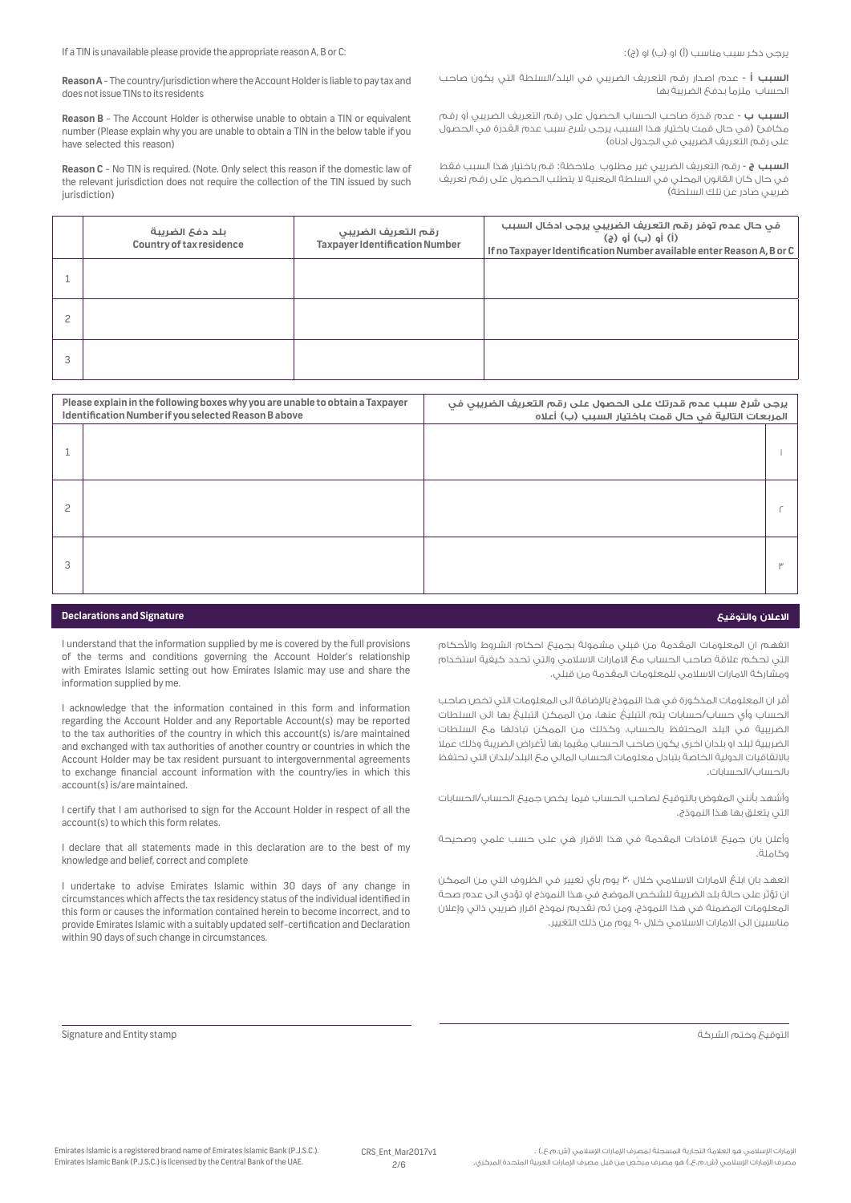If a TIN is unavailable please provide the appropriate reason A, B or C:

يرجى ذكر سبب مناسب (أ) او (ب) او (ج):

**Reason A** - The country/jurisdiction where the Account Holder is liable to pay tax and does not issue TINs to its residents

**السبب أ** - عدم اصدار رقم التعريف الضريبي في البلد/السلطة التي يكون صاحب الحساب ملزما بدفع الضريبة بها

**Reason B** - The Account Holder is otherwise unable to obtain a TIN or equivalent number (Please explain why you are unable to obtain a TIN in the below table if you have selected this reason)

**السبب ب** - عدم قدرة صاحب الحساب الحصول على رقم التعريف الضريبي او رقم مكافئ (في حال قمت باختيار هذا السبب، يرجى شرح سبب عدم القدرة في الحصول على رقم التعريف الضريبي في الجدول ادناه)

**Reason C** - No TIN is required. (Note. Only select this reason if the domestic law of the relevant jurisdiction does not require the collection of the TIN issued by such jurisdiction)

**السبب ج** - رقم التعريف الضريبي غير مطلوب ملاحظة: قم باختيار هذا السبب فقط في حال كان القانون المحلي في السلطة المعنية لا يتطلب الحصول على رقم تعريف ضريبي صادر عن تلك السلطة)

| | بلد دفع الضريبة<br>Country of tax residence | رقم التعريف الضريبي<br>Taxpayer Identification Number | في حال عدم توفر رقم التعريف الضريبي يرجى ادخال السبب (أ) أو (ب) أو (ج)<br>If no Taxpayer Identification Number available enter Reason A, B or C |
|---|---|---|---|
| 1 | | | |
| 2 | | | |
| 3 | | | |

| Please explain in the following boxes why you are unable to obtain a Taxpayer Identification Number if you selected Reason B above | | يرجى شرح سبب عدم قدرتك على الحصول على رقم التعريف الضريبي في المربعات التالية في حال قمت باختيار السبب (ب) أعلاه | |
|---|---|---|---|
| 1 | | | ١ |
| 2 | | | ٢ |
| 3 | | | ٣ |

## Declarations and Signature

## الاعلان والتوقيع

I understand that the information supplied by me is covered by the full provisions of the terms and conditions governing the Account Holder's relationship with Emirates Islamic setting out how Emirates Islamic may use and share the information supplied by me.

افهم ان المعلومات المقدمة من قبلي مشمولة بجميع احكام الشروط والأحكام التي تحكم علاقة صاحب الحساب مع الامارات الاسلامي والتي تحدد كيفية استخدام ومشاركة الامارات الاسلامي للمعلومات المقدمة من قبلي.

I acknowledge that the information contained in this form and information regarding the Account Holder and any Reportable Account(s) may be reported to the tax authorities of the country in which this account(s) is/are maintained and exchanged with tax authorities of another country or countries in which the Account Holder may be tax resident pursuant to intergovernmental agreements to exchange financial account information with the country/ies in which this account(s) is/are maintained.

أقر ان المعلومات المذكورة في هذا النموذج بالإضافة الى المعلومات التي تخص صاحب الحساب وأي حساب/حسابات يتم التبليغ عنها، من الممكن التبليغ بها الى السلطات الضريبية في البلد المحتفظ بالحساب، وكذلك من الممكن تبادلها مع السلطات الضريبية لبلد او بلدان اخرى يكون صاحب الحساب مقيما بها لأغراض الضريبة وذلك عملا بالاتفاقيات الدولية الخاصة بتبادل معلومات الحساب المالي مع البلد/بلدان التي تحتفظ بالحساب/الحسابات.

I certify that I am authorised to sign for the Account Holder in respect of all the account(s) to which this form relates.

وأشهد بأنني المفوض بالتوقيع لصاحب الحساب فيما يخص جميع الحساب/الحسابات التي يتعلق بها هذا النموذج.

I declare that all statements made in this declaration are to the best of my knowledge and belief, correct and complete

وأعلن بان جميع الافادات المقدمة في هذا الاقرار هي على حسب علمي وصحيحة وكاملة.

I undertake to advise Emirates Islamic within 30 days of any change in circumstances which affects the tax residency status of the individual identified in this form or causes the information contained herein to become incorrect, and to provide Emirates Islamic with a suitably updated self-certification and Declaration within 90 days of such change in circumstances.

اتعهد بان ابلغ الامارات الاسلامي خلال ٣٠ يوم بأي تغيير في الظروف التي من الممكن ان تؤثر على حالة بلد الضريبة للشخص الموضح في هذا النموذج او تؤدي الى عدم صحة المعلومات المضمنة في هذا النموذج، ومن ثم تقديم نموذج اقرار ضريبي ذاتي وإعلان مناسبين الى الامارات الاسلامي خلال ٩٠ يوم من ذلك التغيير.

Signature and Entity stamp

التوقيع وختم الشركة

Emirates Islamic is a registered brand name of Emirates Islamic Bank (P.J.S.C.).
Emirates Islamic Bank (P.J.S.C.) is licensed by the Central Bank of the UAE.

CRS_Ent_Mar2017v1

الإمارات الإسلامي هو العلامة التجارية المسجلة لمصرف الإمارات الإسلامي (ش.م.ع.) .
مصرف الإمارات الإسلامي (ش.م.ع.) هو مصرف مرخص من قبل مصرف الإمارات العربية المتحدة المركزي.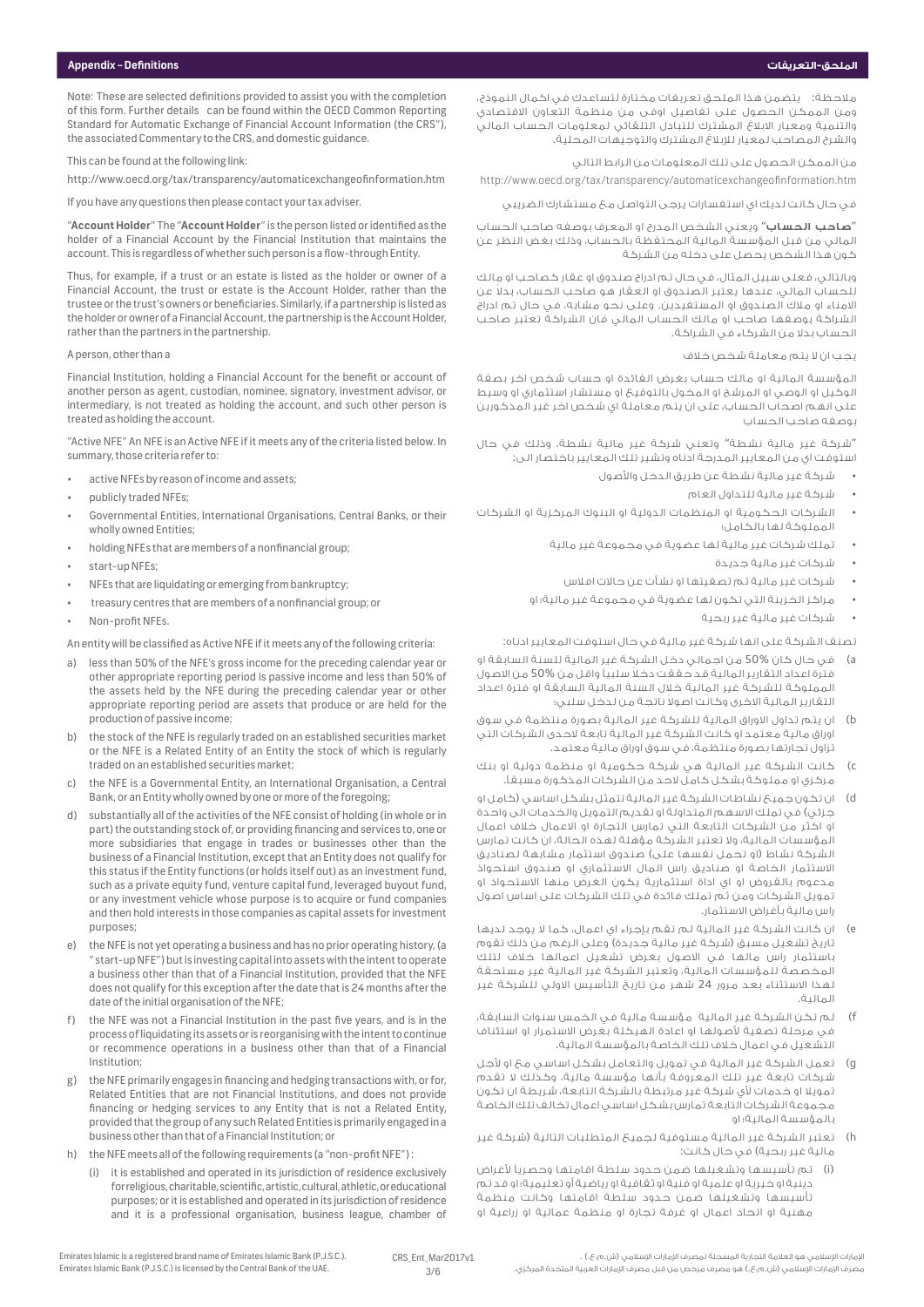## Appendix – Definitions

Note: These are selected definitions provided to assist you with the completion of this form. Further details can be found within the OECD Common Reporting Standard for Automatic Exchange of Financial Account Information (the CRS"), the associated Commentary to the CRS, and domestic guidance.

This can be found at the following link:

http://www.oecd.org/tax/transparency/automaticexchangeofinformation.htm

If you have any questions then please contact your tax adviser.

"**Account Holder**" The "**Account Holder**" is the person listed or identified as the holder of a Financial Account by the Financial Institution that maintains the account. This is regardless of whether such person is a flow-through Entity.

Thus, for example, if a trust or an estate is listed as the holder or owner of a Financial Account, the trust or estate is the Account Holder, rather than the trustee or the trust's owners or beneficiaries. Similarly, if a partnership is listed as the holder or owner of a Financial Account, the partnership is the Account Holder, rather than the partners in the partnership.

A person, other than a

Financial Institution, holding a Financial Account for the benefit or account of another person as agent, custodian, nominee, signatory, investment advisor, or intermediary, is not treated as holding the account, and such other person is treated as holding the account.

"Active NFE" An NFE is an Active NFE if it meets any of the criteria listed below. In summary, those criteria refer to:

- active NFEs by reason of income and assets;
- publicly traded NFEs;
- Governmental Entities, International Organisations, Central Banks, or their wholly owned Entities;
- holding NFEs that are members of a nonfinancial group;
- start-up NFEs;
- NFEs that are liquidating or emerging from bankruptcy;
- treasury centres that are members of a nonfinancial group; or
- Non-profit NFEs.

An entity will be classified as Active NFE if it meets any of the following criteria:

a) less than 50% of the NFE's gross income for the preceding calendar year or other appropriate reporting period is passive income and less than 50% of the assets held by the NFE during the preceding calendar year or other appropriate reporting period are assets that produce or are held for the production of passive income;

b) the stock of the NFE is regularly traded on an established securities market or the NFE is a Related Entity of an Entity the stock of which is regularly traded on an established securities market;

c) the NFE is a Governmental Entity, an International Organisation, a Central Bank, or an Entity wholly owned by one or more of the foregoing;

d) substantially all of the activities of the NFE consist of holding (in whole or in part) the outstanding stock of, or providing financing and services to, one or more subsidiaries that engage in trades or businesses other than the business of a Financial Institution, except that an Entity does not qualify for this status if the Entity functions (or holds itself out) as an investment fund, such as a private equity fund, venture capital fund, leveraged buyout fund, or any investment vehicle whose purpose is to acquire or fund companies and then hold interests in those companies as capital assets for investment purposes;

e) the NFE is not yet operating a business and has no prior operating history, (a " start-up NFE") but is investing capital into assets with the intent to operate a business other than that of a Financial Institution, provided that the NFE does not qualify for this exception after the date that is 24 months after the date of the initial organisation of the NFE;

f) the NFE was not a Financial Institution in the past five years, and is in the process of liquidating its assets or is reorganising with the intent to continue or recommence operations in a business other than that of a Financial Institution;

g) the NFE primarily engages in financing and hedging transactions with, or for, Related Entities that are not Financial Institutions, and does not provide financing or hedging services to any Entity that is not a Related Entity, provided that the group of any such Related Entities is primarily engaged in a business other than that of a Financial Institution; or

h) the NFE meets all of the following requirements (a "non-profit NFE") :

   (i) it is established and operated in its jurisdiction of residence exclusively for religious, charitable, scientific, artistic, cultural, athletic, or educational purposes; or it is established and operated in its jurisdiction of residence and it is a professional organisation, business league, chamber of

## الملحق-التعريفات

ملاحظة: يتضمن هذا الملحق تعريفات مختارة لتساعدك في اكمال النموذج، ومن الممكن الحصول على تفاصيل اوفى من منظمة التعاون الاقتصادي والتنمية ومعيار الابلاغ المشترك للتبادل التلقائي لمعلومات الحساب المالي والشرح المصاحب لمعيار للإبلاغ المشترك والتوجيهات المحلية.

من الممكن الحصول على تلك المعلومات من الرابط التالي

http://www.oecd.org/tax/transparency/automaticexchangeofinformation.htm

في حال كانت لديك اي استفسارات يرجى التواصل مع مستشارك الضريبي

"**صاحب الحساب**" ويعني الشخص المدرج او المعرف بوصفه صاحب الحساب المالي من قبل المؤسسة المالية المحتفظة بالحساب، وذلك بغض النظر عن كون هذا الشخص يحصل على دخله من الشركة

وبالتالي، فعلى سبيل المثال، في حال تم ادراج صندوق او عقار كصاحب او مالك للحساب المالي، عندها يعتبر الصندوق او العقار هو صاحب الحساب، بدلا عن الامناء او ملاك الصندوق او المستفيدين. وعلى نحو مشابه، في حال تم ادراج الشراكة بوصفها صاحب او مالك الحساب المالي فان الشراكة تعتبر صاحب الحساب بدلا من الشركاء في الشراكة.

يجب ان لا يتم معاملة شخص خلاف

المؤسسة المالية او مالك حساب بغرض الفائدة او حساب شخص اخر بصفة الوكيل او الوصي او المرشح او المخول بالتوقيع او مستشار استثماري او وسيط على انهم اصحاب الحساب، على ان يتم معاملة اي شخص اخر غير المذكورين بوصفه صاحب الحساب

"شركة غير مالية نشطة" وتعني شركة غير مالية نشطة، وذلك في حال استوفت اي من المعايير المدرجة ادناه وتشير تلك المعايير باختصار الى:

- شركة غير مالية نشطة عن طريق الدخل والأصول
- شركة غير مالية للتداول العام
- الشركات الحكومية او المنظمات الدولية او البنوك المركزية او الشركات المملوكة لها بالكامل؛
- تملك شركات غير مالية لها عضوية في مجموعة غير مالية
- شركات غير مالية جديدة
- شركات غير مالية تم تصفيتها او نشأت عن حالات افلاس
- مراكز الخزينة التي تكون لها عضوية في مجموعة غير مالية؛ او
- شركات غير مالية غير ربحية

تصنف الشركة على انها شركة غير مالية في حال استوفت المعايير ادناه:

a) في حال كان 50% من اجمالي دخل الشركة غير المالية للسنة السابقة او فترة اعداد التقارير المالية قد حققت دخلا سلبياً واقل من 50% من الاصول المملوكة للشركة غير المالية خلال السنة المالية السابقة او فترة اعداد التقارير المالية الاخرى وكانت اصولا ناتجة من لدخل سلبي؛

b) ان يتم تداول الاوراق المالية للشركة غير المالية بصورة منتظمة في سوق اوراق مالية معتمد او كانت الشركة غير المالية تابعة لاحدى الشركات التي تزاول تجارتها بصورة منتظمة، في سوق اوراق مالية معتمد.

c) كانت الشركة غير المالية هي شركة حكومية او منظمة دولية او بنك مركزي او مملوكة بشكل كامل لاحد من الشركات المذكورة مسبقاً.

d) ان تكون جميع نشاطات الشركة غير المالية تتمثل بشكل اساسي (كامل او جزئي) في تملك الاسهم المتداولة او تقديم التمويل والخدمات الى واحدة او اكثر من الشركات التابعة التي تمارس التجارة او الاعمال خلاف اعمال المؤسسات المالية، ولا تعتبر الشركة مؤهلة لهذه الحالة، ان كانت تمارس الشركة نشاط (او تحمل نفسها على) صندوق استثمار مشابهة لصناديق الاستثمار الخاصة او صناديق راس المال الاستثماري او صندوق استحواذ مدعوم بالقروض او اي اداة استثمارية يكون الغرض منها الاستحواذ او تمويل الشركات ومن ثم تملك فائدة في تلك الشركات على اساس اصول راس مالية بأغراض الاستثمار.

e) ان كانت الشركة غير المالية لم تقم بإجراء اي اعمال، كما لا يوجد لديها تاريخ تشغيل مسبق (شركة غير مالية جديدة) وعلى الرغم من ذلك تقوم باستثمار راس المال في الاصول بغرض تشغيل اعمالها خلاف تلك المخصصة للمؤسسات المالية، وتعتبر الشركة غير المالية غير مستحقة لهذا الاستثناء بعد مرور 24 شهر من تاريخ التأسيس الاولي للشركة غير المالية.

f) لم تكن الشركة غير المالية مؤسسة مالية في الخمس سنوات السابقة، في مرحلة تصفية لأصولها او اعادة الهيكلة بغرض الاستمرار او استئناف التشغيل في اعمال خلاف تلك الخاصة بالمؤسسة المالية.

g) تعمل الشركة غير المالية في تمويل والتعامل بشكل اساسي مع او لأجل شركات تابعة غير تلك المعروفة بأنها مؤسسة مالية، وكذلك لا تقدم تمويلا او خدمات لأي شركة غير مرتبطة بالشركة التابعة، شريطة ان تكون مجموعة الشركات التابعة تمارس بشكل اساسي اعمال تخالف تلك الخاصة بالمؤسسة المالية؛ او

h) تعتبر الشركة غير المالية مستوفية لجميع المتطلبات التالية (شركة غير مالية غير ربحية) في حال كانت:

   (i) تم تأسيسها وتشغيلها ضمن حدود سلطة اقامتها وحصرياً لأغراض دينية او خيرية او علمية او فنية او ثقافية او رياضية أو تعليمية؛ او قد تم تأسيسها وتشغيلها ضمن حدود سلطة اقامتها وكانت منظمة مهنية او اتحاد اعمال او غرفة تجارة او منظمة عمالية او زراعية او

Emirates Islamic is a registered brand name of Emirates Islamic Bank (P.J.S.C.).
Emirates Islamic Bank (P.J.S.C.) is licensed by the Central Bank of the UAE.

CRS_Ent_Mar2017v1

الإمارات الإسلامي هو العلامة التجارية المسجلة لمصرف الإمارات الإسلامي (ش.م.ع.) .
مصرف الإمارات الإسلامي (ش.م.ع.) هو مصرف مرخص من قبل مصرف الإمارات العربية المتحدة المركزي.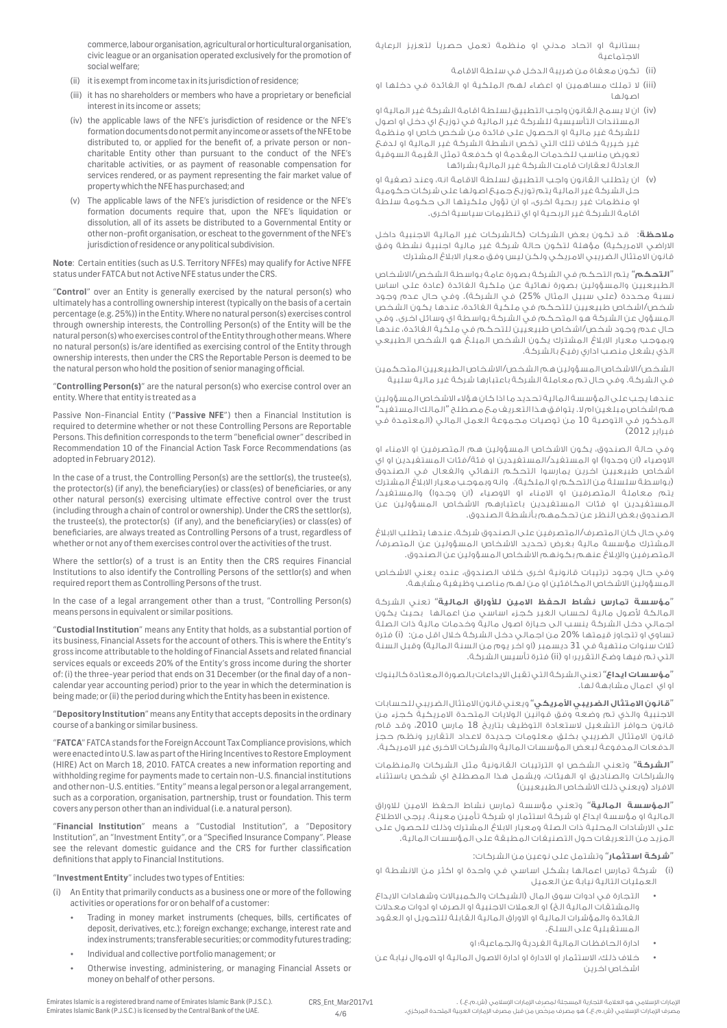commerce, labour organisation, agricultural or horticultural organisation, civic league or an organisation operated exclusively for the promotion of social welfare;

(ii) it is exempt from income tax in its jurisdiction of residence;

(iii) it has no shareholders or members who have a proprietary or beneficial interest in its income or assets;

(iv) the applicable laws of the NFE's jurisdiction of residence or the NFE's formation documents do not permit any income or assets of the NFE to be distributed to, or applied for the benefit of, a private person or non-charitable Entity other than pursuant to the conduct of the NFE's charitable activities, or as payment of reasonable compensation for services rendered, or as payment representing the fair market value of property which the NFE has purchased; and

(v) The applicable laws of the NFE's jurisdiction of residence or the NFE's formation documents require that, upon the NFE's liquidation or dissolution, all of its assets be distributed to a Governmental Entity or other non-profit organisation, or escheat to the government of the NFE's jurisdiction of residence or any political subdivision.

**Note**: Certain entities (such as U.S. Territory NFFEs) may qualify for Active NFFE status under FATCA but not Active NFE status under the CRS.

"**Control**" over an Entity is generally exercised by the natural person(s) who ultimately has a controlling ownership interest (typically on the basis of a certain percentage (e.g. 25%)) in the Entity. Where no natural person(s) exercises control through ownership interests, the Controlling Person(s) of the Entity will be the natural person(s) who exercises control of the Entity through other means. Where no natural person(s) is/are identified as exercising control of the Entity through ownership interests, then under the CRS the Reportable Person is deemed to be the natural person who hold the position of senior managing official.

"**Controlling Person(s)**" are the natural person(s) who exercise control over an entity. Where that entity is treated as a

Passive Non-Financial Entity ("**Passive NFE**") then a Financial Institution is required to determine whether or not these Controlling Persons are Reportable Persons. This definition corresponds to the term "beneficial owner" described in Recommendation 10 of the Financial Action Task Force Recommendations (as adopted in February 2012).

In the case of a trust, the Controlling Person(s) are the settlor(s), the trustee(s), the protector(s) (if any), the beneficiary(ies) or class(es) of beneficiaries, or any other natural person(s) exercising ultimate effective control over the trust (including through a chain of control or ownership). Under the CRS the settlor(s), the trustee(s), the protector(s) (if any), and the beneficiary(ies) or class(es) of beneficiaries, are always treated as Controlling Persons of a trust, regardless of whether or not any of them exercises control over the activities of the trust.

Where the settlor(s) of a trust is an Entity then the CRS requires Financial Institutions to also identify the Controlling Persons of the settlor(s) and when required report them as Controlling Persons of the trust.

In the case of a legal arrangement other than a trust, "Controlling Person(s) means persons in equivalent or similar positions.

"**Custodial Institution**" means any Entity that holds, as a substantial portion of its business, Financial Assets for the account of others. This is where the Entity's gross income attributable to the holding of Financial Assets and related financial services equals or exceeds 20% of the Entity's gross income during the shorter of: (i) the three-year period that ends on 31 December (or the final day of a non-calendar year accounting period) prior to the year in which the determination is being made; or (ii) the period during which the Entity has been in existence.

"**Depository Institution**" means any Entity that accepts deposits in the ordinary course of a banking or similar business.

"**FATCA**" FATCA stands for the Foreign Account Tax Compliance provisions, which were enacted into U.S. law as part of the Hiring Incentives to Restore Employment (HIRE) Act on March 18, 2010. FATCA creates a new information reporting and withholding regime for payments made to certain non-U.S. financial institutions and other non-U.S. entities. "Entity" means a legal person or a legal arrangement, such as a corporation, organisation, partnership, trust or foundation. This term covers any person other than an individual (i.e. a natural person).

"**Financial Institution**" means a "Custodial Institution", a "Depository Institution", an "Investment Entity", or a "Specified Insurance Company". Please see the relevant domestic guidance and the CRS for further classification definitions that apply to Financial Institutions.

"**Investment Entity**" includes two types of Entities:

(i) An Entity that primarily conducts as a business one or more of the following activities or operations for or on behalf of a customer:
   - Trading in money market instruments (cheques, bills, certificates of deposit, derivatives, etc.); foreign exchange; exchange, interest rate and index instruments; transferable securities; or commodity futures trading;
   - Individual and collective portfolio management; or
   - Otherwise investing, administering, or managing Financial Assets or money on behalf of other persons.

بستانية او اتحاد مدني او منظمة تعمل حصريا لتعزيز الرعاية الاجتماعية

(ii) تكون معفاة من ضريبة الدخل في سلطة الاقامة

(iii) لا تملك مساهمين او اعضاء لهم الملكية او الفائدة في دخلها او اصولها

(iv) ان لا يسمح القانون واجب التطبيق لسلطة اقامة الشركة غير المالية او المستندات التأسيسية للشركة غير المالية في توزيع اي دخل او اصول للشركة غير مالية او الحصول على فائدة من شخص خاص او منظمة غير خيرية خلاف تلك التي تخص انشطة الشركة غير المالية او لدفع تعويض مناسب للخدمات المقدمة او كدفعة تمثل القيمة السوقية العادلة لعقارات قامت الشركة غير المالية بشرائها

(v) ان يتطلب القانون واجب التطبيق لسلطة الاقامة انه، وعند تصفية او حل الشركة غير المالية يتم توزيع جميع اصولها على شركات حكومية او منظمات غير ربحية اخرى، او ان تؤول ملكيتها الى حكومة سلطة اقامة الشركة غير الربحية او اي تنظيمات سياسية اخرى.

**ملاحظة**: قد تكون بعض الشركات (كالشركات غير المالية الاجنبية داخل الاراضي الامريكية) مؤهلة لتكون حالة شركة غير مالية اجنبية نشطة وفق قانون الامتثال الضريبي الامريكي ولكن ليس وفق معيار الابلاغ المشترك

"**التحكم**" يتم التحكم في الشركة بصورة عامة بواسطة الشخص/الاشخاص الطبيعيين والمسؤولين بصورة نهائية عن ملكية الفائدة (عادة على اساس نسبة محددة (على سبيل المثال 25%) في الشركة). وفي حال عدم وجود شخص/اشخاص طبيعيين للتحكم في ملكية الفائدة، عندها يكون الشخص المسؤول عن الشركة هو المتحكم في الشركة بواسطة اي وسائل اخرى. وفي حال عدم وجود شخص/اشخاص طبيعيين للتحكم في ملكية الفائدة، عندها وبموجب معيار الابلاغ المشترك يكون الشخص المبلغ هو الشخص الطبيعي الذي يشغل منصب اداري رفيع بالشركة.

الشخص/الاشخاص المسؤولين هم الشخص/الاشخاص الطبيعيين المتحكمين في الشركة. وفي حال تم معاملة الشركة باعتبارها شركة غير مالية سلبية

عندها يجب على المؤسسة المالية تحديد ما اذا كان هؤلاء الاشخاص المسؤولين هم اشخاص مبلغين ام لا. يتوافق هذا التعريف مع مصطلح "المالك المستفيد" المذكور في التوصية 10 من توصيات مجموعة العمل المالي (المعتمدة في فبراير 2012)

وفي حالة الصندوق، يكون الاشخاص المسؤولين هم المتصرفين او الامناء او الاوصياء (ان وجدوا) او المستفيد/المستفيدين او فئة/فئات المستفيدين او اي اشخاص طبيعيين اخرين يمارسوا التحكم النهائي والفعال في الصندوق (بواسطة سلسلة من التحكم او الملكية)، وانه وبموجب معيار الابلاغ المشترك يتم معاملة المتصرفين او الامناء او الاوصياء (ان وجدوا) والمستفيد/المستفيدين او فئات المستفيدين باعتبارهم الاشخاص المسؤولين عن الصندوق بغض النظر عن تحكمهم بأنشطة الصندوق.

وفي حال كان المتصرف/المتصرفين على الصندوق شركة، عندها يتطلب الابلاغ المشترك مؤسسة مالية بغرض تحديد الاشخاص المسؤولين عن المتصرف/المتصرفين والإبلاغ عنهم بكونهم الاشخاص المسؤولين عن الصندوق.

وفي حال وجود ترتيبات قانونية اخرى خلاف الصندوق، عنده يعني الاشخاص المسؤولين الاشخاص المكافئين او من لهم مناصب وظيفية مشابهة.

"**مؤسسة تمارس نشاط الحفظ الامين للأوراق المالية**" تعني الشركة المالكة لأصول مالية لحساب الغير كجزء اساسي من اعمالها بحيث يكون اجمالي دخل الشركة ينسب الى حيازة اصول مالية وخدمات مالية ذات الصلة تساوي او تتجاوز قيمتها 20% من اجمالي دخل الشركة خلال اقل من: (i) فترة ثلاث سنوات منتهية في 31 ديسمبر (او اخر يوم من السنة المالية) وقبل السنة التي تم فيها وضع التقرير او (ii) فترة تأسيس الشركة.

"**مؤسسات ايداع**" تعني الشركة التي تقبل الايداعات بالصورة المعتادة كالبنوك او اي اعمال مشابهة لها.

"**قانون الامتثال الضريبي الأمريكي**" ويعني قانون الامتثال الضريبي للحسابات الاجنبية والذي تم وضعة وفق قوانين الولايات المتحدة الامريكية كجزء من قانون حوافز التشغيل لاستعادة التوظيف بتاريخ 18 مارس 2010، وقد قام قانون الامتثال الضريبي بخلق معلومات جديدة لاعداد التقارير ونظم حجز الدفعات المدفوعة لبعض المؤسسات المالية والشركات الاخرى غير الامريكية.

"**الشركة**" وتعني الشخص او الترتيبات القانونية مثل الشركات والمنظمات والشراكات والصناديق او الهيئات، ويشمل هذا المصطلح اي شخص باستثناء الافراد (ويعني ذلك الاشخاص الطبيعيين)

"**المؤسسة المالية**" وتعني مؤسسة تمارس نشاط الحفظ الامين للاوراق المالية او مؤسسة ايداع او شركة استثمار او شركة تأمين معينة. يرجى الاطلاع على الارشادات المحلية ذات الصلة ومعيار الابلاغ المشترك وذلك للحصول على المزيد من التعريفات حول التصنيفات المطبقة على المؤسسات المالية.

"**شركة استثمار**" وتشتمل على نوعين من الشركات:

(i) شركة تمارس اعمالها بشكل اساسي في واحدة او اكثر من الانشطة او العمليات التالية نيابة عن العميل
   - التجارة في ادوات سوق المال (الشيكات والكمبيالات وشهادات الايداع والمشتقات المالية الخ) او العملات الاجنبية او الصرف او ادوات معدلات الفائدة والمؤشرات المالية او الاوراق المالية القابلة للتحويل او العقود المستقبلية على السلع.
   - ادارة المحافظ المالية الفردية والجماعية؛ او
   - خلاف ذلك، الاستثمار او الادارة او ادارة الاصول المالية او الاموال نيابة عن اشخاص اخرين

Emirates Islamic is a registered brand name of Emirates Islamic Bank (P.J.S.C.).
Emirates Islamic Bank (P.J.S.C.) is licensed by the Central Bank of the UAE.

CRS_Ent_Mar2017v1

الإمارات الإسلامي هو العلامة التجارية المسجلة لمصرف الإمارات الإسلامي (ش.م.ع.) .
مصرف الإمارات الإسلامي (ش.م.ع.) هو مصرف مرخص من قبل مصرف الإمارات العربية المتحدة المركزي.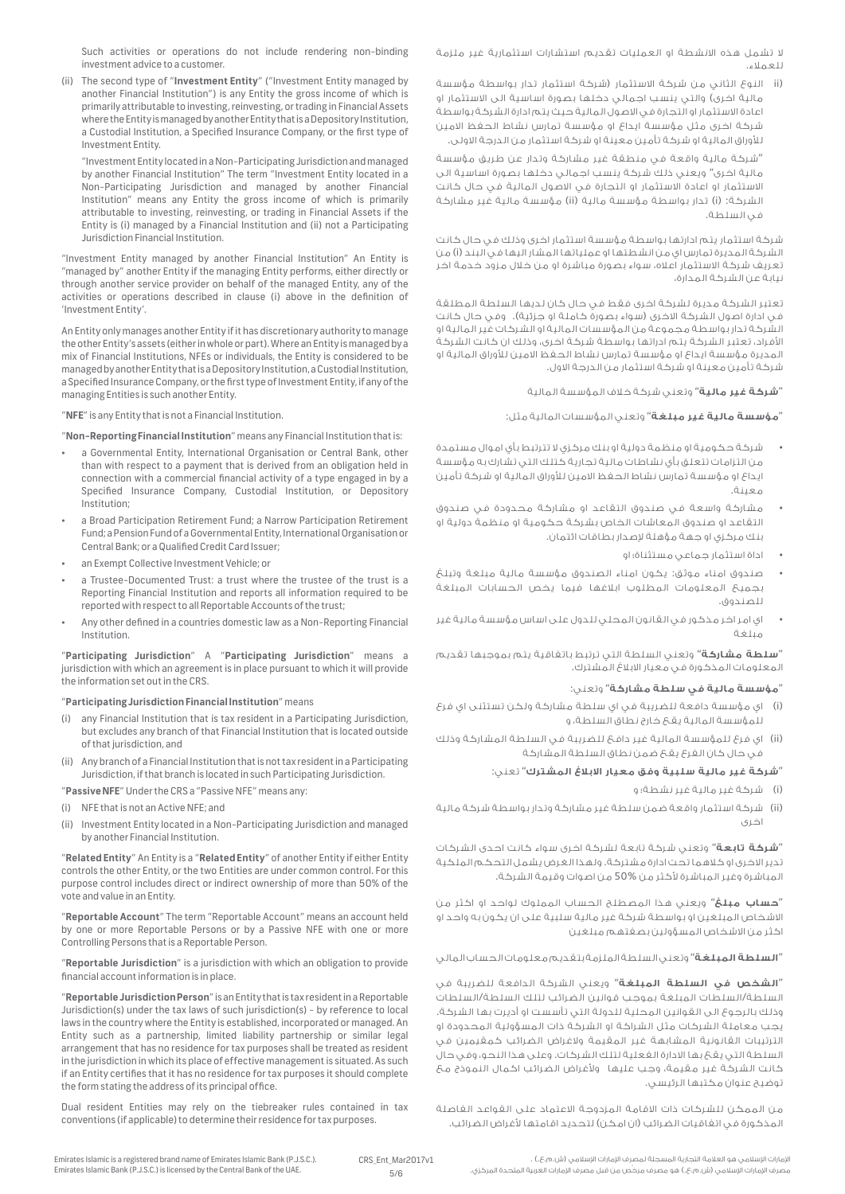Such activities or operations do not include rendering non-binding investment advice to a customer.

(ii) The second type of "**Investment Entity**" ("Investment Entity managed by another Financial Institution") is any Entity the gross income of which is primarily attributable to investing, reinvesting, or trading in Financial Assets where the Entity is managed by another Entity that is a Depository Institution, a Custodial Institution, a Specified Insurance Company, or the first type of Investment Entity.

"Investment Entity located in a Non-Participating Jurisdiction and managed by another Financial Institution" The term "Investment Entity located in a Non-Participating Jurisdiction and managed by another Financial Institution" means any Entity the gross income of which is primarily attributable to investing, reinvesting, or trading in Financial Assets if the Entity is (i) managed by a Financial Institution and (ii) not a Participating Jurisdiction Financial Institution.

"Investment Entity managed by another Financial Institution" An Entity is "managed by" another Entity if the managing Entity performs, either directly or through another service provider on behalf of the managed Entity, any of the activities or operations described in clause (i) above in the definition of 'Investment Entity'.

An Entity only manages another Entity if it has discretionary authority to manage the other Entity's assets (either in whole or part). Where an Entity is managed by a mix of Financial Institutions, NFEs or individuals, the Entity is considered to be managed by another Entity that is a Depository Institution, a Custodial Institution, a Specified Insurance Company, or the first type of Investment Entity, if any of the managing Entities is such another Entity.

"**NFE**" is any Entity that is not a Financial Institution.

"**Non-Reporting Financial Institution**" means any Financial Institution that is:

- a Governmental Entity, International Organisation or Central Bank, other than with respect to a payment that is derived from an obligation held in connection with a commercial financial activity of a type engaged in by a Specified Insurance Company, Custodial Institution, or Depository Institution;
- a Broad Participation Retirement Fund; a Narrow Participation Retirement Fund; a Pension Fund of a Governmental Entity, International Organisation or Central Bank; or a Qualified Credit Card Issuer;
- an Exempt Collective Investment Vehicle; or
- a Trustee-Documented Trust: a trust where the trustee of the trust is a Reporting Financial Institution and reports all information required to be reported with respect to all Reportable Accounts of the trust;
- Any other defined in a countries domestic law as a Non-Reporting Financial Institution.

"**Participating Jurisdiction**" A "**Participating Jurisdiction**" means a jurisdiction with which an agreement is in place pursuant to which it will provide the information set out in the CRS.

"**Participating Jurisdiction Financial Institution**" means

(i) any Financial Institution that is tax resident in a Participating Jurisdiction, but excludes any branch of that Financial Institution that is located outside of that jurisdiction, and

(ii) Any branch of a Financial Institution that is not tax resident in a Participating Jurisdiction, if that branch is located in such Participating Jurisdiction.

"**Passive NFE**" Under the CRS a "Passive NFE" means any:

(i) NFE that is not an Active NFE; and

(ii) Investment Entity located in a Non-Participating Jurisdiction and managed by another Financial Institution.

"**Related Entity**" An Entity is a "**Related Entity**" of another Entity if either Entity controls the other Entity, or the two Entities are under common control. For this purpose control includes direct or indirect ownership of more than 50% of the vote and value in an Entity.

"**Reportable Account**" The term "Reportable Account" means an account held by one or more Reportable Persons or by a Passive NFE with one or more Controlling Persons that is a Reportable Person.

"**Reportable Jurisdiction**" is a jurisdiction with which an obligation to provide financial account information is in place.

"**Reportable Jurisdiction Person**" is an Entity that is tax resident in a Reportable Jurisdiction(s) under the tax laws of such jurisdiction(s) – by reference to local laws in the country where the Entity is established, incorporated or managed. An Entity such as a partnership, limited liability partnership or similar legal arrangement that has no residence for tax purposes shall be treated as resident in the jurisdiction in which its place of effective management is situated. As such if an Entity certifies that it has no residence for tax purposes it should complete the form stating the address of its principal office.

Dual resident Entities may rely on the tiebreaker rules contained in tax conventions (if applicable) to determine their residence for tax purposes.

لا تشمل هذه الانشطة او العمليات تقديم استشارات استثمارية غير ملزمة للعملاء.

(ii) النوع الثاني من شركة الاستثمار (شركة استثمار تدار بواسطة مؤسسة مالية اخرى) والتي ينسب اجمالي دخلها بصورة اساسية الى الاستثمار او اعادة الاستثمار او التجارة في الاصول المالية حيث يتم ادارة الشركة بواسطة شركة اخرى مثل مؤسسة ايداع او مؤسسة تمارس نشاط الحفظ الامين للأوراق المالية او شركة تأمين معينة او شركة استثمار من الدرجة الاولى.

"شركة مالية واقعة في منطقة غير مشاركة وتدار عن طريق مؤسسة مالية اخرى" ويعني ذلك شركة ينسب اجمالي دخلها بصورة اساسية الى الاستثمار او اعادة الاستثمار او التجارة في الاصول المالية في حال كانت الشركة: (i) تدار بواسطة مؤسسة مالية (ii) مؤسسة مالية غير مشاركة في السلطة.

شركة استثمار يتم ادارتها بواسطة مؤسسة استثمار اخرى وذلك في حال كانت الشركة المديرة تمارس اي من النشاطات او عملياتها المشار اليها في البند (i) من تعريف شركة الاستثمار اعلاه، سواء بصورة مباشرة او من خلال مزود خدمة اخر نيابة عن الشركة المدارة.

تعتبر الشركة مديرة لشركة اخرى فقط في حال كان لديها السلطة المطلقة في ادارة اصول الشركة الاخرى (سواء بصورة كاملة او جزئية). وفي حال كانت الشركة تدار بواسطة مجموعة من المؤسسات المالية او الشركات غير المالية او الأفراد، تعتبر الشركة يتم ادارتها بواسطة شركة اخرى، وذلك ان كانت الشركة المديرة مؤسسة ايداع او مؤسسة تمارس نشاط الحفظ الامين للأوراق المالية او شركة تأمين معينة او شركة استثمار من الدرجة الاول.

"**شركة غير مالية**" وتعني شركة خلاف المؤسسة المالية

"**مؤسسة مالية غير مبلغة**" وتعني المؤسسات المالية مثل:

- شركة حكومية او منظمة دولية او بنك مركزي لا تترتبط بأي اموال مستمدة من التزامات تتعلق بأي نشاطات مالية تجارية كتلك التي تشارك به مؤسسة ايداع او مؤسسة تمارس نشاط الحفظ الامين للأوراق المالية او شركة تأمين معينة.
- مشاركة واسعة في صندوق التقاعد او مشاركة محدودة في صندوق التقاعد او صندوق المعاشات الخاص بشركة حكومية او منظمة دولية او بنك مركزي او جهة مؤهلة لإصدار بطاقات ائتمان.
- اداة استثمار جماعي مستثناة؛ او
- صندوق امناء موثق: يكون امناء الصندوق مؤسسة مالية مبلغة وتبلغ بجميع المعلومات المطلوب ابلاغها فيما يخص الحسابات المبلغة للصندوق.
- اي امر اخر مذكور في القانون المحلي للدول على اساس مؤسسة مالية غير مبلغة

"**سلطة مشاركة**" وتعني السلطة التي ترتبط باتفاقية يتم بموجبها تقديم المعلومات المذكورة في معيار الابلاغ المشترك.

"**مؤسسة مالية في سلطة مشاركة**" وتعني:

(i) اي مؤسسة دافعة للضريبة في اي سلطة مشاركة ولكن تستثنى اي فرع للمؤسسة المالية يقع خارج نطاق السلطة، و

(ii) اي فرع للمؤسسة المالية غير دافع للضريبة في السلطة المشاركة وذلك في حال كان الفرع يقع ضمن نطاق السلطة المشاركة

"**شركة غير مالية سلبية وفق معيار الابلاغ المشترك**" تعني:

(i) شركة غير مالية غير نشطة؛ و

(ii) شركة استثمار واقعة ضمن سلطة غير مشاركة وتدار بواسطة شركة مالية اخرى

"**شركة تابعة**" وتعني شركة تابعة لشركة اخرى سواء كانت احدى الشركات تدير الاخرى او كلاهما تحت ادارة مشتركة. ولهذا الغرض يشمل التحكم الملكية المباشرة وغير المباشرة لأكثر من 50% من اصوات وقيمة الشركة.

"**حساب مبلغ**" ويعني هذا المصطلح الحساب المملوك لواحد او اكثر من الاشخاص المبلغين او بواسطة شركة غير مالية سلبية على ان يكون به واحد او اكثر من الاشخاص المسؤولين بصفتهم مبلغين

"**السلطة المبلغة**" وتعني السلطة الملزمة بتقديم معلومات الحساب المالي

"**الشخص في السلطة المبلغة**" ويعني الشركة الدافعة للضريبة في السلطة/السلطات المبلغة بموجب قوانين الضرائب لتلك السلطة/السلطات وذلك بالرجوع الى القوانين المحلية للدولة التي تأسست او أديرت بها الشركة. يجب معاملة الشركات مثل الشراكة او الشركة ذات المسؤولية المحدودة او الترتيبات القانونية المشابهة غير المقيمة ولاغراض الضرائب كمقيمين في السلطة التي يقع بها الادارة الفعلية لتلك الشركات. وعلى هذا النحو، وفي حال كانت الشركة غير مقيمة، وجب عليها ولأغراض الضرائب اكمال النموذج مع توضيح عنوان مكتبها الرئيسي.

من الممكن للشركات ذات الاقامة المزدوجة الاعتماد على القواعد الفاصلة المذكورة في اتفاقيات الضرائب (ان امكن) لتحديد اقامتها لأغراض الضرائب.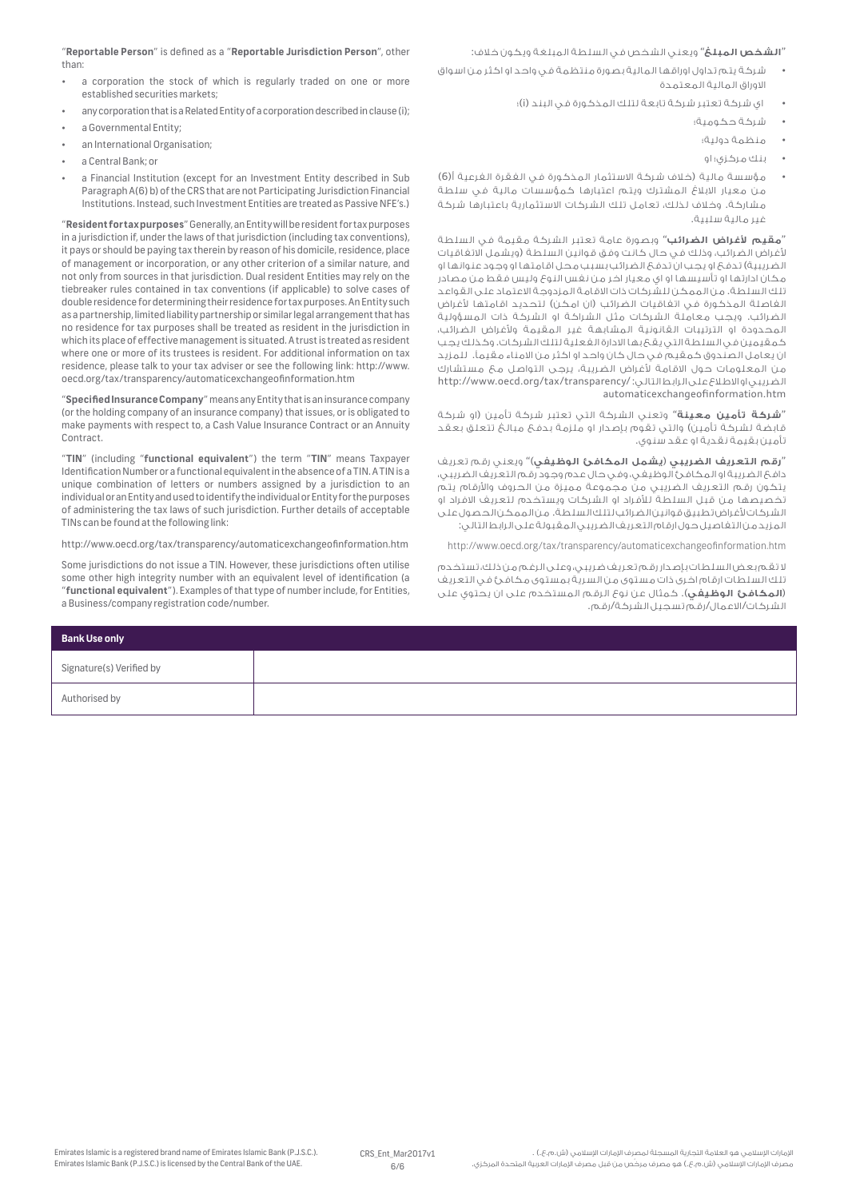"**Reportable Person**" is defined as a "**Reportable Jurisdiction Person**", other than:

- a corporation the stock of which is regularly traded on one or more established securities markets;
- any corporation that is a Related Entity of a corporation described in clause (i);
- a Governmental Entity;
- an International Organisation;
- a Central Bank; or
- a Financial Institution (except for an Investment Entity described in Sub Paragraph A(6) b) of the CRS that are not Participating Jurisdiction Financial Institutions. Instead, such Investment Entities are treated as Passive NFE's.)

"**Resident for tax purposes**" Generally, an Entity will be resident for tax purposes in a jurisdiction if, under the laws of that jurisdiction (including tax conventions), it pays or should be paying tax therein by reason of his domicile, residence, place of management or incorporation, or any other criterion of a similar nature, and not only from sources in that jurisdiction. Dual resident Entities may rely on the tiebreaker rules contained in tax conventions (if applicable) to solve cases of double residence for determining their residence for tax purposes. An Entity such as a partnership, limited liability partnership or similar legal arrangement that has no residence for tax purposes shall be treated as resident in the jurisdiction in which its place of effective management is situated. A trust is treated as resident where one or more of its trustees is resident. For additional information on tax residence, please talk to your tax adviser or see the following link: http://www.oecd.org/tax/transparency/automaticexchangeofinformation.htm

"**Specified Insurance Company**" means any Entity that is an insurance company (or the holding company of an insurance company) that issues, or is obligated to make payments with respect to, a Cash Value Insurance Contract or an Annuity Contract.

"**TIN**" (including "**functional equivalent**") the term "**TIN**" means Taxpayer Identification Number or a functional equivalent in the absence of a TIN. A TIN is a unique combination of letters or numbers assigned by a jurisdiction to an individual or an Entity and used to identify the individual or Entity for the purposes of administering the tax laws of such jurisdiction. Further details of acceptable TINs can be found at the following link:

http://www.oecd.org/tax/transparency/automaticexchangeofinformation.htm

Some jurisdictions do not issue a TIN. However, these jurisdictions often utilise some other high integrity number with an equivalent level of identification (a "**functional equivalent**"). Examples of that type of number include, for Entities, a Business/company registration code/number.

"**الشخص المبلغ**" ويعني الشخص في السلطة المبلغة ويكون خلاف:

- شركة يتم تداول اوراقها المالية بصورة منتظمة في واحد او اكثر من اسواق الاوراق المالية المعتمدة
- اي شركة تعتبر شركة تابعة لتلك المذكورة في البند (i)؛
- شركة حكومية؛
- منظمة دولية؛
- بنك مركزي؛ او
- مؤسسة مالية (خلاف شركة الاستثمار المذكورة في الفقرة الفرعية أ(6) من معيار الابلاغ المشترك ويتم اعتبارها كمؤسسات مالية في سلطة مشاركة. وخلاف لذلك، تعامل تلك الشركات الاستثمارية باعتبارها شركة غير مالية سلبية.

"**مقيم لأغراض الضرائب**" وبصورة عامة تعتبر الشركة مقيمة في السلطة لأغراض الضرائب، وذلك في حال كانت وفق قوانين السلطة (ويشمل الاتفاقيات الضريبية) تدفع او يجب ان تدفع الضرائب بسبب محل اقامتها او وجود عنوانها او مكان ادارتها او تأسيسها او اي معيار اخر من نفس النوع وليس فقط من مصادر تلك السلطة. من الممكن للشركات ذات الاقامة المزدوجة الاعتماد على القواعد الفاصلة المذكورة في اتفاقيات الضرائب (ان امكن) لتحديد اقامتها لأغراض الضرائب. ويجب معاملة الشركات مثل الشراكة او الشركة ذات المسؤولية المحدودة او الترتيبات القانونية المشابهة غير المقيمة ولأغراض الضرائب، كمقيمين في السلطة التي يقع بها الادارة الفعلية لتلك الشركات. وكذلك يجب ان يعامل الصندوق كمقيم في حال كان واحد او اكثر من الامناء مقيماً. للمزيد من المعلومات حول الاقامة لأغراض الضريبة، يرجى التواصل مع مستشارك الضريبي او الاطلاع على الرابط التالي: /http://www.oecd.org/tax/transparency automaticexchangeofinformation.htm

"**شركة تأمين معينة**" وتعني الشركة التي تعتبر شركة تأمين (او شركة قابضة لشركة تأمين) والتي تقوم بإصدار او ملزمة بدفع مبالغ تتعلق بعقد تأمين بقيمة نقدية او عقد سنوي.

"**رقم التعريف الضريبي (يشمل المكافئ الوظيفي)**" ويعني رقم تعريف دافع الضريبة او المكافئ الوظيفي، وفي حال عدم وجود رقم التعريف الضريبي، يتكون رقم التعريف الضريبي من مجموعة مميزة من الحروف والأرقام يتم تخصيصها من قبل السلطة للأفراد او الشركات ويستخدم لتعريف الافراد او الشركات لأغراض تطبيق قوانين الضرائب لتلك السلطة. من الممكن الحصول على المزيد من التفاصيل حول ارقام التعريف الضريبي المقبولة على الرابط التالي:

http://www.oecd.org/tax/transparency/automaticexchangeofinformation.htm

لا تقم بعض السلطات بإصدار رقم تعريف ضريبي، وعلى الرغم من ذلك، تستخدم تلك السلطات ارقام اخرى ذات مستوى من السرية بمستوى مكافئ في التعريف (**المكافئ الوظيفي**). كمثال عن نوع الرقم المستخدم على ان يحتوي على الشركات/الاعمال/رقم تسجيل الشركة/رقم.

| Bank Use only | |
|---|---|
| Signature(s) Verified by | |
| Authorised by | |

Emirates Islamic is a registered brand name of Emirates Islamic Bank (P.J.S.C.). Emirates Islamic Bank (P.J.S.C.) is licensed by the Central Bank of the UAE.

CRS_Ent_Mar2017v1

الإمارات الإسلامي هو العلامة التجارية المسجلة لمصرف الإمارات الإسلامي (ش.م.ع.) . مصرف الإمارات الإسلامي (ش.م.ع.) هو مصرف مرخص من قبل مصرف الإمارات العربية المتحدة المركزي.